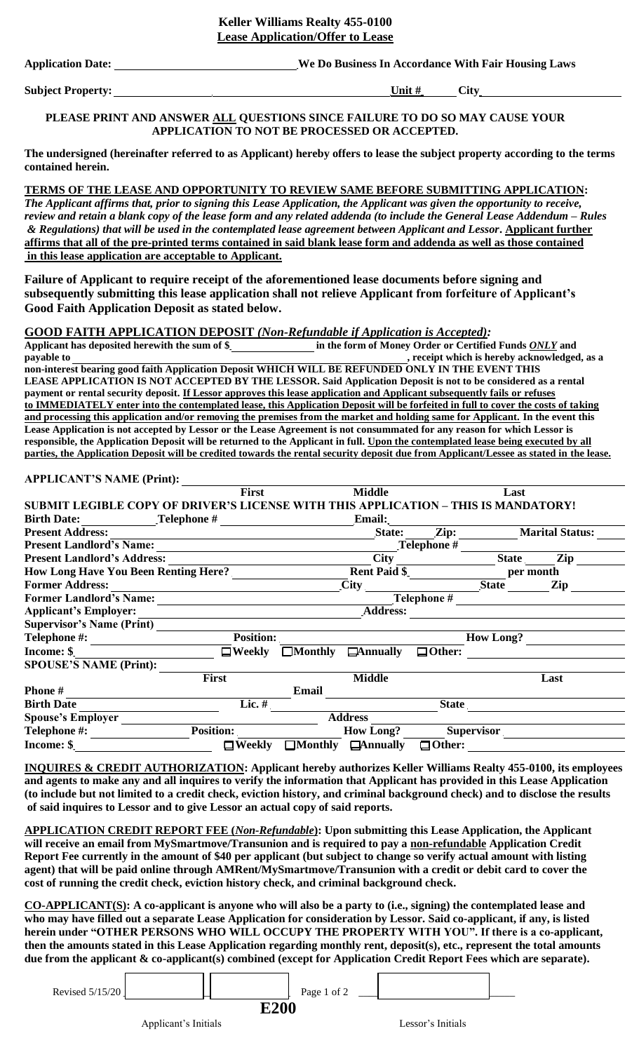**Keller Williams Realty 455-0100**
**Lease Application/Offer to Lease**

**Application Date:** ______________________ **We Do Business In Accordance With Fair Housing Laws**

**Subject Property:** ______________________ **Unit #** ______ **City** ______________________

**PLEASE PRINT AND ANSWER ALL QUESTIONS SINCE FAILURE TO DO SO MAY CAUSE YOUR APPLICATION TO NOT BE PROCESSED OR ACCEPTED.**

**The undersigned (hereinafter referred to as Applicant) hereby offers to lease the subject property according to the terms contained herein.**

**TERMS OF THE LEASE AND OPPORTUNITY TO REVIEW SAME BEFORE SUBMITTING APPLICATION:** ***The Applicant affirms that, prior to signing this Lease Application, the Applicant was given the opportunity to receive, review and retain a blank copy of the lease form and any related addenda (to include the General Lease Addendum – Rules & Regulations) that will be used in the contemplated lease agreement between Applicant and Lessor.*** **Applicant further affirms that all of the pre-printed terms contained in said blank lease form and addenda as well as those contained in this lease application are acceptable to Applicant.**

**Failure of Applicant to require receipt of the aforementioned lease documents before signing and subsequently submitting this lease application shall not relieve Applicant from forfeiture of Applicant's Good Faith Application Deposit as stated below.**

**GOOD FAITH APPLICATION DEPOSIT *(Non-Refundable if Application is Accepted):***
**Applicant has deposited herewith the sum of $** ____________ **in the form of Money Order or Certified Funds *ONLY* and payable to** ______________________________**, receipt which is hereby acknowledged, as a non-interest bearing good faith Application Deposit WHICH WILL BE REFUNDED ONLY IN THE EVENT THIS LEASE APPLICATION IS NOT ACCEPTED BY THE LESSOR. Said Application Deposit is not to be considered as a rental payment or rental security deposit. If Lessor approves this lease application and Applicant subsequently fails or refuses to IMMEDIATELY enter into the contemplated lease, this Application Deposit will be forfeited in full to cover the costs of taking and processing this application and/or removing the premises from the market and holding same for Applicant. In the event this Lease Application is not accepted by Lessor or the Lease Agreement is not consummated for any reason for which Lessor is responsible, the Application Deposit will be returned to the Applicant in full. Upon the contemplated lease being executed by all parties, the Application Deposit will be credited towards the rental security deposit due from Applicant/Lessee as stated in the lease.**

**APPLICANT'S NAME (Print):** ______________________
**First** **Middle** **Last**

**SUBMIT LEGIBLE COPY OF DRIVER'S LICENSE WITH THIS APPLICATION – THIS IS MANDATORY!**

**Birth Date:** ________ **Telephone #** ____________ **Email:** ____________
**Present Address:** ____________ **State:** ______ **Zip:** ______ **Marital Status:** ______
**Present Landlord's Name:** ____________ **Telephone #** ____________
**Present Landlord's Address:** ____________ **City** ______ **State** ______ **Zip** ______
**How Long Have You Been Renting Here?** ______ **Rent Paid $** ______ **per month**
**Former Address:** ____________ **City** ______ **State** ______ **Zip** ______
**Former Landlord's Name:** ____________ **Telephone #** ____________
**Applicant's Employer:** ____________ **Address:** ____________
**Supervisor's Name (Print)** ____________
**Telephone #:** ______ **Position:** ______ **How Long?** ______
**Income: $** ______ ☐ **Weekly** ☐ **Monthly** ☐ **Annually** ☐ **Other:** ______

**SPOUSE'S NAME (Print):** ______________________
**First** **Middle** **Last**
**Phone #** ______ **Email** ______
**Birth Date** ______ **Lic. #** ______ **State** ______
**Spouse's Employer** ______ **Address** ______
**Telephone #:** ______ **Position:** ______ **How Long?** ______ **Supervisor** ______
**Income: $** ______ ☐ **Weekly** ☐ **Monthly** ☐ **Annually** ☐ **Other:** ______

**INQUIRES & CREDIT AUTHORIZATION: Applicant hereby authorizes Keller Williams Realty 455-0100, its employees and agents to make any and all inquires to verify the information that Applicant has provided in this Lease Application (to include but not limited to a credit check, eviction history, and criminal background check) and to disclose the results of said inquires to Lessor and to give Lessor an actual copy of said reports.**

**APPLICATION CREDIT REPORT FEE (*Non-Refundable*): Upon submitting this Lease Application, the Applicant will receive an email from MySmartmove/Transunion and is required to pay a non-refundable Application Credit Report Fee currently in the amount of $40 per applicant (but subject to change so verify actual amount with listing agent) that will be paid online through AMRent/MySmartmove/Transunion with a credit or debit card to cover the cost of running the credit check, eviction history check, and criminal background check.**

**CO-APPLICANT(S): A co-applicant is anyone who will also be a party to (i.e., signing) the contemplated lease and who may have filled out a separate Lease Application for consideration by Lessor. Said co-applicant, if any, is listed herein under "OTHER PERSONS WHO WILL OCCUPY THE PROPERTY WITH YOU". If there is a co-applicant, then the amounts stated in this Lease Application regarding monthly rent, deposit(s), etc., represent the total amounts due from the applicant & co-applicant(s) combined (except for Application Credit Report Fees which are separate).**

Revised 5/15/20 ______ ______ ______
**E200**
Applicant's Initials Lessor's Initials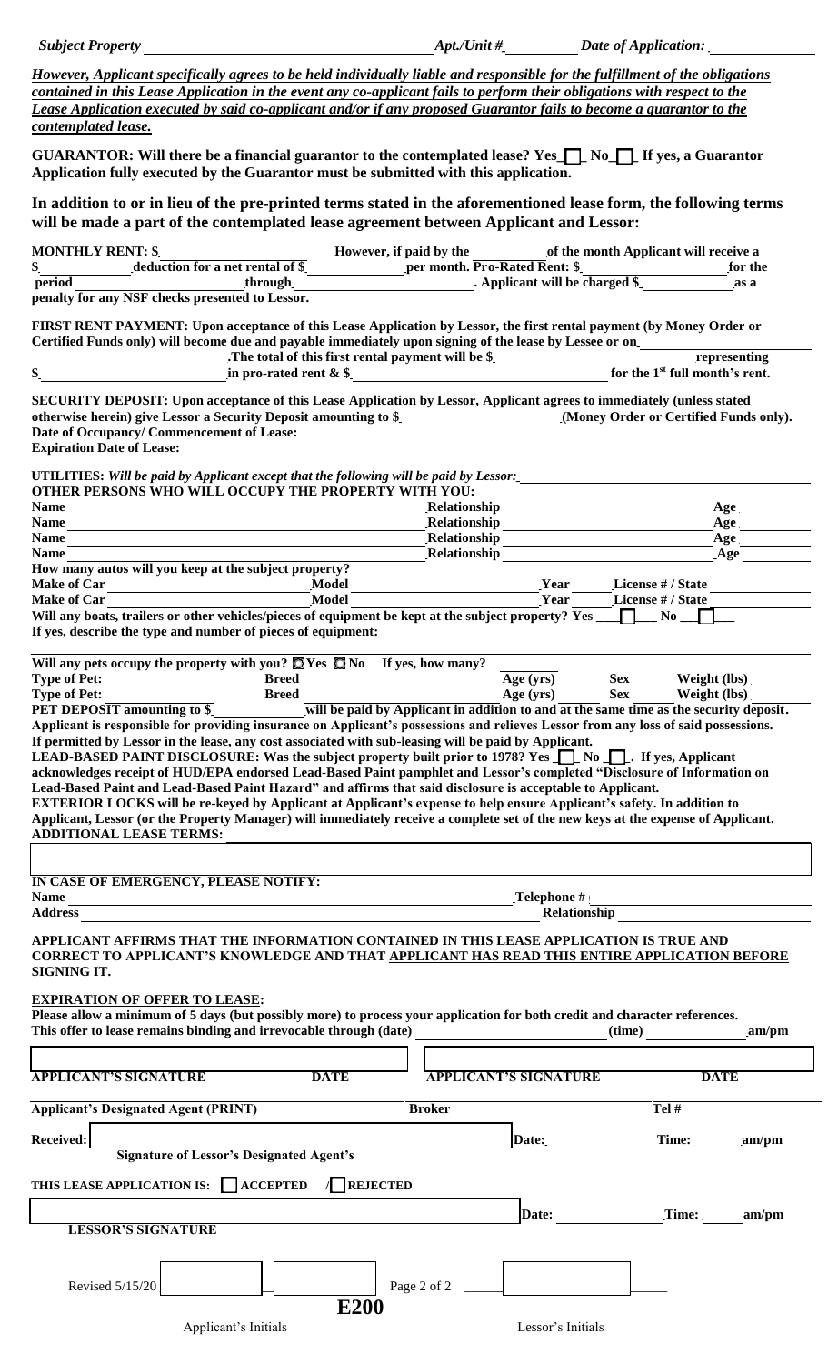*Subject Property* ______________________ *Apt./Unit #* __________ *Date of Application:* __________

***However, Applicant specifically agrees to be held individually liable and responsible for the fulfillment of the obligations contained in this Lease Application in the event any co-applicant fails to perform their obligations with respect to the Lease Application executed by said co-applicant and/or if any proposed Guarantor fails to become a guarantor to the contemplated lease.***

**GUARANTOR: Will there be a financial guarantor to the contemplated lease? Yes ☐ No ☐ If yes, a Guarantor Application fully executed by the Guarantor must be submitted with this application.**

**In addition to or in lieu of the pre-printed terms stated in the aforementioned lease form, the following terms will be made a part of the contemplated lease agreement between Applicant and Lessor:**

**MONTHLY RENT: $** __________ **However, if paid by the** __________ **of the month Applicant will receive a $** __________ **deduction for a net rental of $** __________ **per month. Pro-Rated Rent: $** __________ **for the period** __________ **through** __________ **. Applicant will be charged $** __________ **as a penalty for any NSF checks presented to Lessor.**

**FIRST RENT PAYMENT: Upon acceptance of this Lease Application by Lessor, the first rental payment (by Money Order or Certified Funds only) will become due and payable immediately upon signing of the lease by Lessee or on** __________ **. The total of this first rental payment will be $** __________ **representing $** __________ **in pro-rated rent & $** __________ **for the 1st full month's rent.**

**SECURITY DEPOSIT: Upon acceptance of this Lease Application by Lessor, Applicant agrees to immediately (unless stated otherwise herein) give Lessor a Security Deposit amounting to $** __________ **(Money Order or Certified Funds only).**
**Date of Occupancy/ Commencement of Lease:**
**Expiration Date of Lease:**

**UTILITIES:** ***Will be paid by Applicant except that the following will be paid by Lessor:***

**OTHER PERSONS WHO WILL OCCUPY THE PROPERTY WITH YOU:**

| | | |
|---|---|---|
| **Name** | **Relationship** | **Age** |
| **Name** | **Relationship** | **Age** |
| **Name** | **Relationship** | **Age** |
| **Name** | **Relationship** | **Age** |

**How many autos will you keep at the subject property?**

| | | | |
|---|---|---|---|
| **Make of Car** | **Model** | **Year** | **License # / State** |
| **Make of Car** | **Model** | **Year** | **License # / State** |

**Will any boats, trailers or other vehicles/pieces of equipment be kept at the subject property? Yes ☐ No ☐**
**If yes, describe the type and number of pieces of equipment:**

**Will any pets occupy the property with you? ☐Yes ☐No If yes, how many?**

| | | | | |
|---|---|---|---|---|
| **Type of Pet:** | **Breed** | **Age (yrs)** | **Sex** | **Weight (lbs)** |
| **Type of Pet:** | **Breed** | **Age (yrs)** | **Sex** | **Weight (lbs)** |

**PET DEPOSIT amounting to $** __________ **will be paid by Applicant in addition to and at the same time as the security deposit.**
**Applicant is responsible for providing insurance on Applicant's possessions and relieves Lessor from any loss of said possessions.**
**If permitted by Lessor in the lease, any cost associated with sub-leasing will be paid by Applicant.**
**LEAD-BASED PAINT DISCLOSURE: Was the subject property built prior to 1978? Yes ☐ No ☐. If yes, Applicant acknowledges receipt of HUD/EPA endorsed Lead-Based Paint pamphlet and Lessor's completed "Disclosure of Information on Lead-Based Paint and Lead-Based Paint Hazard" and affirms that said disclosure is acceptable to Applicant.**
**EXTERIOR LOCKS will be re-keyed by Applicant at Applicant's expense to help ensure Applicant's safety. In addition to Applicant, Lessor (or the Property Manager) will immediately receive a complete set of the new keys at the expense of Applicant.**
**ADDITIONAL LEASE TERMS:**

**IN CASE OF EMERGENCY, PLEASE NOTIFY:**
**Name** __________ **Telephone #** __________
**Address** __________ **Relationship** __________

**APPLICANT AFFIRMS THAT THE INFORMATION CONTAINED IN THIS LEASE APPLICATION IS TRUE AND CORRECT TO APPLICANT'S KNOWLEDGE AND THAT <u>APPLICANT HAS READ THIS ENTIRE APPLICATION BEFORE SIGNING IT.</u>**

**<u>EXPIRATION OF OFFER TO LEASE</u>:**
**Please allow a minimum of 5 days (but possibly more) to process your application for both credit and character references.**
**This offer to lease remains binding and irrevocable through (date)** __________ **(time)** __________ **am/pm**

| | | | |
|---|---|---|---|
| **APPLICANT'S SIGNATURE** | **DATE** | **APPLICANT'S SIGNATURE** | **DATE** |

**Applicant's Designated Agent (PRINT)** __________ **Broker** __________ **Tel #** __________

**Received:** __________ **Date:** __________ **Time:** __________ **am/pm**
**Signature of Lessor's Designated Agent's**

**THIS LEASE APPLICATION IS: ☐ ACCEPTED / ☐ REJECTED**

__________ **Date:** __________ **Time:** __________ **am/pm**
**LESSOR'S SIGNATURE**

Revised 5/15/20

**E200**

Applicant's Initials __________ Lessor's Initials __________